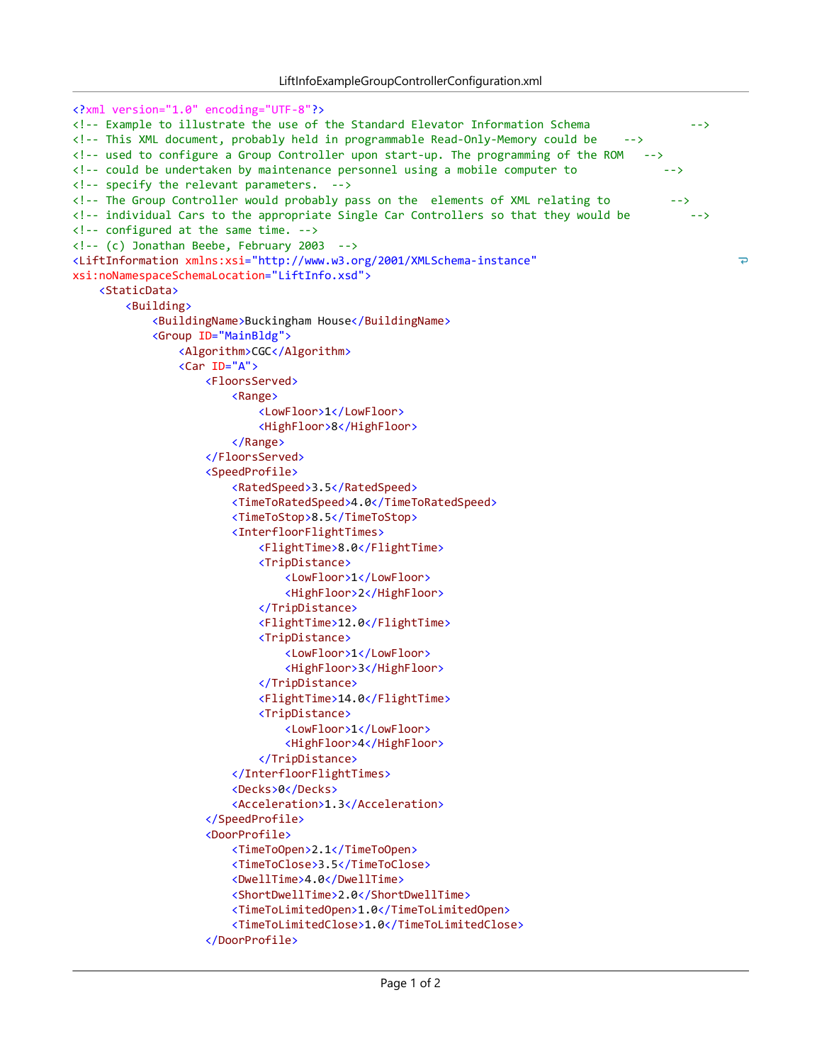```xml
<?xml version="1.0" encoding="UTF-8"?>
<!-- Example to illustrate the use of the Standard Elevator Information Schema               -->
<!-- This XML document, probably held in programmable Read-Only-Memory could be    -->
<!-- used to configure a Group Controller upon start-up. The programming of the ROM   -->
<!-- could be undertaken by maintenance personnel using a mobile computer to             -->
<!-- specify the relevant parameters.  -->
<!-- The Group Controller would probably pass on the  elements of XML relating to         -->
<!-- individual Cars to the appropriate Single Car Controllers so that they would be         -->
<!-- configured at the same time. -->
<!-- (c) Jonathan Beebe, February 2003  -->
<LiftInformation xmlns:xsi="http://www.w3.org/2001/XMLSchema-instance"
xsi:noNamespaceSchemaLocation="LiftInfo.xsd">
    <StaticData>
        <Building>
            <BuildingName>Buckingham House</BuildingName>
            <Group ID="MainBldg">
                <Algorithm>CGC</Algorithm>
                <Car ID="A">
                    <FloorsServed>
                        <Range>
                            <LowFloor>1</LowFloor>
                            <HighFloor>8</HighFloor>
                        </Range>
                    </FloorsServed>
                    <SpeedProfile>
                        <RatedSpeed>3.5</RatedSpeed>
                        <TimeToRatedSpeed>4.0</TimeToRatedSpeed>
                        <TimeToStop>8.5</TimeToStop>
                        <InterfloorFlightTimes>
                            <FlightTime>8.0</FlightTime>
                            <TripDistance>
                                <LowFloor>1</LowFloor>
                                <HighFloor>2</HighFloor>
                            </TripDistance>
                            <FlightTime>12.0</FlightTime>
                            <TripDistance>
                                <LowFloor>1</LowFloor>
                                <HighFloor>3</HighFloor>
                            </TripDistance>
                            <FlightTime>14.0</FlightTime>
                            <TripDistance>
                                <LowFloor>1</LowFloor>
                                <HighFloor>4</HighFloor>
                            </TripDistance>
                        </InterfloorFlightTimes>
                        <Decks>0</Decks>
                        <Acceleration>1.3</Acceleration>
                    </SpeedProfile>
                    <DoorProfile>
                        <TimeToOpen>2.1</TimeToOpen>
                        <TimeToClose>3.5</TimeToClose>
                        <DwellTime>4.0</DwellTime>
                        <ShortDwellTime>2.0</ShortDwellTime>
                        <TimeToLimitedOpen>1.0</TimeToLimitedOpen>
                        <TimeToLimitedClose>1.0</TimeToLimitedClose>
                    </DoorProfile>
```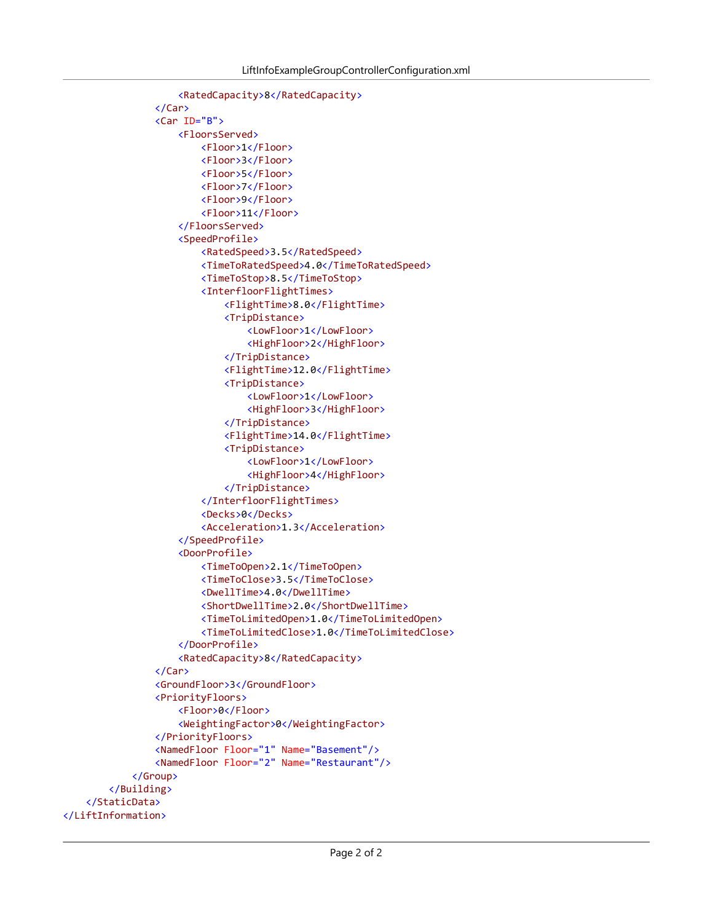```xml
                    <RatedCapacity>8</RatedCapacity>
                </Car>
                <Car ID="B">
                    <FloorsServed>
                        <Floor>1</Floor>
                        <Floor>3</Floor>
                        <Floor>5</Floor>
                        <Floor>7</Floor>
                        <Floor>9</Floor>
                        <Floor>11</Floor>
                    </FloorsServed>
                    <SpeedProfile>
                        <RatedSpeed>3.5</RatedSpeed>
                        <TimeToRatedSpeed>4.0</TimeToRatedSpeed>
                        <TimeToStop>8.5</TimeToStop>
                        <InterfloorFlightTimes>
                            <FlightTime>8.0</FlightTime>
                            <TripDistance>
                                <LowFloor>1</LowFloor>
                                <HighFloor>2</HighFloor>
                            </TripDistance>
                            <FlightTime>12.0</FlightTime>
                            <TripDistance>
                                <LowFloor>1</LowFloor>
                                <HighFloor>3</HighFloor>
                            </TripDistance>
                            <FlightTime>14.0</FlightTime>
                            <TripDistance>
                                <LowFloor>1</LowFloor>
                                <HighFloor>4</HighFloor>
                            </TripDistance>
                        </InterfloorFlightTimes>
                        <Decks>0</Decks>
                        <Acceleration>1.3</Acceleration>
                    </SpeedProfile>
                    <DoorProfile>
                        <TimeToOpen>2.1</TimeToOpen>
                        <TimeToClose>3.5</TimeToClose>
                        <DwellTime>4.0</DwellTime>
                        <ShortDwellTime>2.0</ShortDwellTime>
                        <TimeToLimitedOpen>1.0</TimeToLimitedOpen>
                        <TimeToLimitedClose>1.0</TimeToLimitedClose>
                    </DoorProfile>
                    <RatedCapacity>8</RatedCapacity>
                </Car>
                <GroundFloor>3</GroundFloor>
                <PriorityFloors>
                    <Floor>0</Floor>
                    <WeightingFactor>0</WeightingFactor>
                </PriorityFloors>
                <NamedFloor Floor="1" Name="Basement"/>
                <NamedFloor Floor="2" Name="Restaurant"/>
            </Group>
        </Building>
    </StaticData>
</LiftInformation>
```